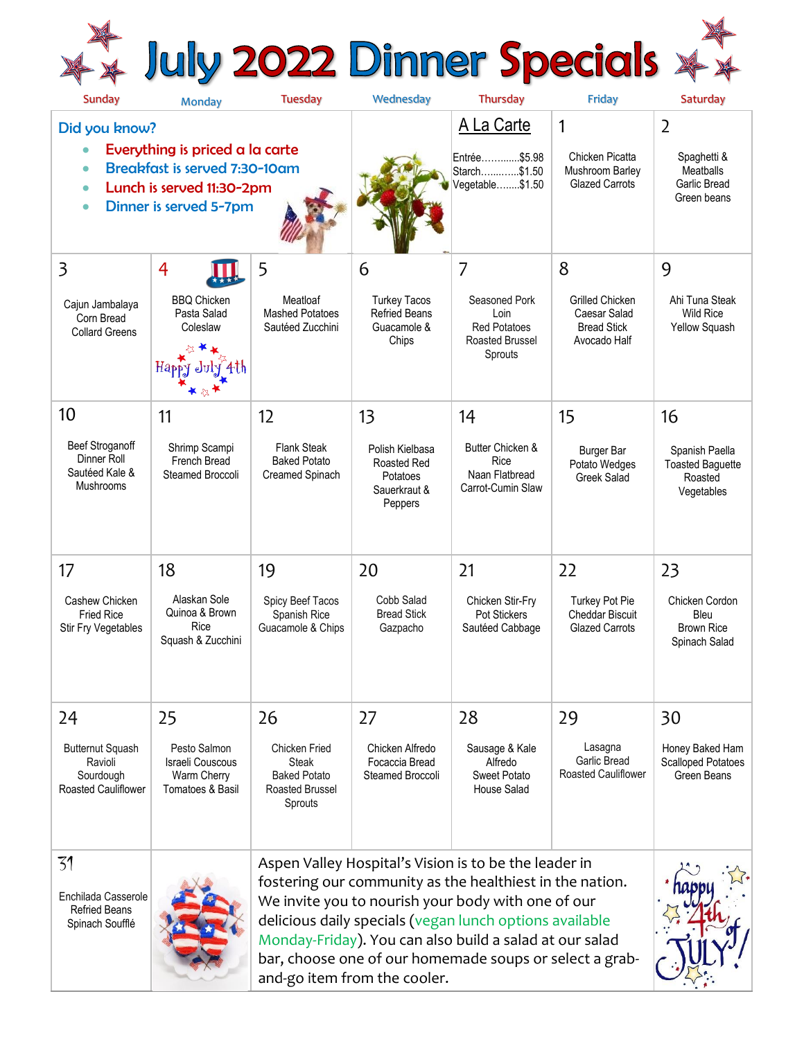# July 2022 Dinner Specials

| Sunday | Monday | Tuesday | Wednesday | Thursday | Friday | Saturday |
|---|---|---|---|---|---|---|
| **Did you know?** <br>• Everything is priced a la carte <br>• Breakfast is served 7:30-10am <br>• Lunch is served 11:30-2pm <br>• Dinner is served 5-7pm | | | | **A La Carte** <br>Entrée............$5.98 <br>Starch............$1.50 <br>Vegetable........$1.50 | 1 <br>Chicken Picatta <br>Mushroom Barley <br>Glazed Carrots | 2 <br>Spaghetti & Meatballs <br>Garlic Bread <br>Green beans |
| 3 <br>Cajun Jambalaya <br>Corn Bread <br>Collard Greens | 4 <br>BBQ Chicken <br>Pasta Salad <br>Coleslaw <br>Happy July 4th | 5 <br>Meatloaf <br>Mashed Potatoes <br>Sautéed Zucchini | 6 <br>Turkey Tacos <br>Refried Beans <br>Guacamole & Chips | 7 <br>Seasoned Pork Loin <br>Red Potatoes <br>Roasted Brussel Sprouts | 8 <br>Grilled Chicken Caesar Salad <br>Bread Stick <br>Avocado Half | 9 <br>Ahi Tuna Steak <br>Wild Rice <br>Yellow Squash |
| 10 <br>Beef Stroganoff <br>Dinner Roll <br>Sautéed Kale & Mushrooms | 11 <br>Shrimp Scampi <br>French Bread <br>Steamed Broccoli | 12 <br>Flank Steak <br>Baked Potato <br>Creamed Spinach | 13 <br>Polish Kielbasa <br>Roasted Red Potatoes <br>Sauerkraut & Peppers | 14 <br>Butter Chicken & Rice <br>Naan Flatbread <br>Carrot-Cumin Slaw | 15 <br>Burger Bar <br>Potato Wedges <br>Greek Salad | 16 <br>Spanish Paella <br>Toasted Baguette <br>Roasted Vegetables |
| 17 <br>Cashew Chicken <br>Fried Rice <br>Stir Fry Vegetables | 18 <br>Alaskan Sole <br>Quinoa & Brown Rice <br>Squash & Zucchini | 19 <br>Spicy Beef Tacos <br>Spanish Rice <br>Guacamole & Chips | 20 <br>Cobb Salad <br>Bread Stick <br>Gazpacho | 21 <br>Chicken Stir-Fry <br>Pot Stickers <br>Sautéed Cabbage | 22 <br>Turkey Pot Pie <br>Cheddar Biscuit <br>Glazed Carrots | 23 <br>Chicken Cordon Bleu <br>Brown Rice <br>Spinach Salad |
| 24 <br>Butternut Squash Ravioli <br>Sourdough <br>Roasted Cauliflower | 25 <br>Pesto Salmon <br>Israeli Couscous <br>Warm Cherry Tomatoes & Basil | 26 <br>Chicken Fried Steak <br>Baked Potato <br>Roasted Brussel Sprouts | 27 <br>Chicken Alfredo <br>Focaccia Bread <br>Steamed Broccoli | 28 <br>Sausage & Kale Alfredo <br>Sweet Potato <br>House Salad | 29 <br>Lasagna <br>Garlic Bread <br>Roasted Cauliflower | 30 <br>Honey Baked Ham <br>Scalloped Potatoes <br>Green Beans |
| 31 <br>Enchilada Casserole <br>Refried Beans <br>Spinach Soufflé | | Aspen Valley Hospital's Vision is to be the leader in fostering our community as the healthiest in the nation. We invite you to nourish your body with one of our delicious daily specials (vegan lunch options available Monday-Friday). You can also build a salad at our salad bar, choose one of our homemade soups or select a grab-and-go item from the cooler. | | | | happy 4th of JULY! |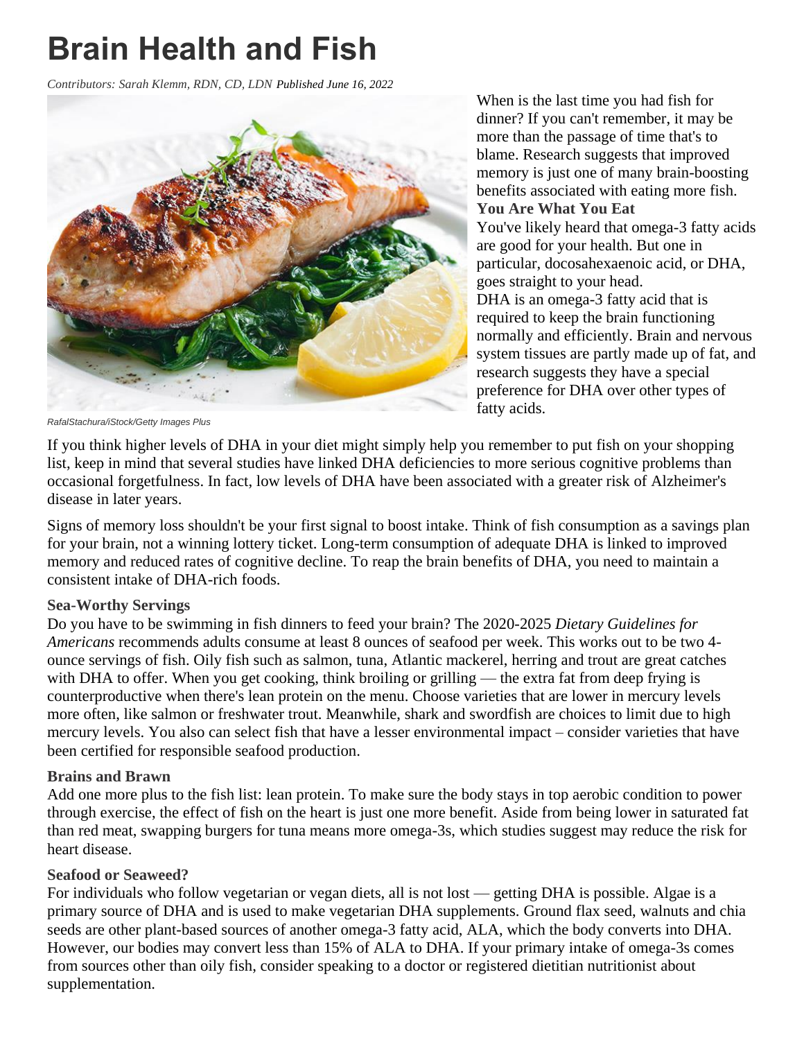# Brain Health and Fish

*Contributors: Sarah Klemm, RDN, CD, LDN* *Published June 16, 2022*

RafalStachura/iStock/Getty Images Plus

When is the last time you had fish for dinner? If you can't remember, it may be more than the passage of time that's to blame. Research suggests that improved memory is just one of many brain-boosting benefits associated with eating more fish.

### You Are What You Eat

You've likely heard that omega-3 fatty acids are good for your health. But one in particular, docosahexaenoic acid, or DHA, goes straight to your head.

DHA is an omega-3 fatty acid that is required to keep the brain functioning normally and efficiently. Brain and nervous system tissues are partly made up of fat, and research suggests they have a special preference for DHA over other types of fatty acids.

If you think higher levels of DHA in your diet might simply help you remember to put fish on your shopping list, keep in mind that several studies have linked DHA deficiencies to more serious cognitive problems than occasional forgetfulness. In fact, low levels of DHA have been associated with a greater risk of Alzheimer's disease in later years.

Signs of memory loss shouldn't be your first signal to boost intake. Think of fish consumption as a savings plan for your brain, not a winning lottery ticket. Long-term consumption of adequate DHA is linked to improved memory and reduced rates of cognitive decline. To reap the brain benefits of DHA, you need to maintain a consistent intake of DHA-rich foods.

### Sea-Worthy Servings

Do you have to be swimming in fish dinners to feed your brain? The 2020-2025 *Dietary Guidelines for Americans* recommends adults consume at least 8 ounces of seafood per week. This works out to be two 4-ounce servings of fish. Oily fish such as salmon, tuna, Atlantic mackerel, herring and trout are great catches with DHA to offer. When you get cooking, think broiling or grilling — the extra fat from deep frying is counterproductive when there's lean protein on the menu. Choose varieties that are lower in mercury levels more often, like salmon or freshwater trout. Meanwhile, shark and swordfish are choices to limit due to high mercury levels. You also can select fish that have a lesser environmental impact – consider varieties that have been certified for responsible seafood production.

### Brains and Brawn

Add one more plus to the fish list: lean protein. To make sure the body stays in top aerobic condition to power through exercise, the effect of fish on the heart is just one more benefit. Aside from being lower in saturated fat than red meat, swapping burgers for tuna means more omega-3s, which studies suggest may reduce the risk for heart disease.

### Seafood or Seaweed?

For individuals who follow vegetarian or vegan diets, all is not lost — getting DHA is possible. Algae is a primary source of DHA and is used to make vegetarian DHA supplements. Ground flax seed, walnuts and chia seeds are other plant-based sources of another omega-3 fatty acid, ALA, which the body converts into DHA. However, our bodies may convert less than 15% of ALA to DHA. If your primary intake of omega-3s comes from sources other than oily fish, consider speaking to a doctor or registered dietitian nutritionist about supplementation.